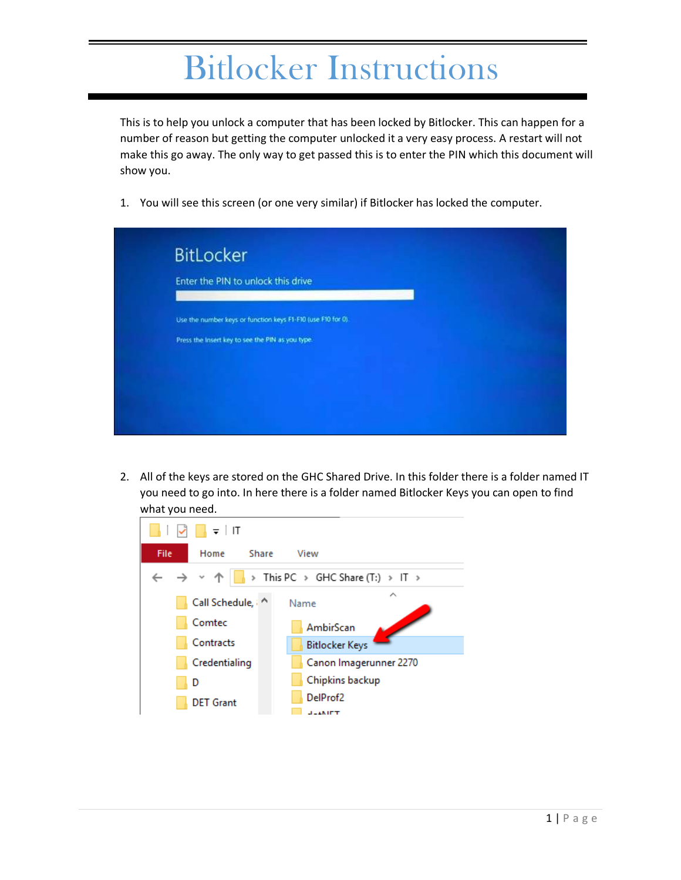# Bitlocker Instructions

This is to help you unlock a computer that has been locked by Bitlocker. This can happen for a number of reason but getting the computer unlocked it a very easy process. A restart will not make this go away. The only way to get passed this is to enter the PIN which this document will show you.

1. You will see this screen (or one very similar) if Bitlocker has locked the computer.

2. All of the keys are stored on the GHC Shared Drive. In this folder there is a folder named IT you need to go into. In here there is a folder named Bitlocker Keys you can open to find what you need.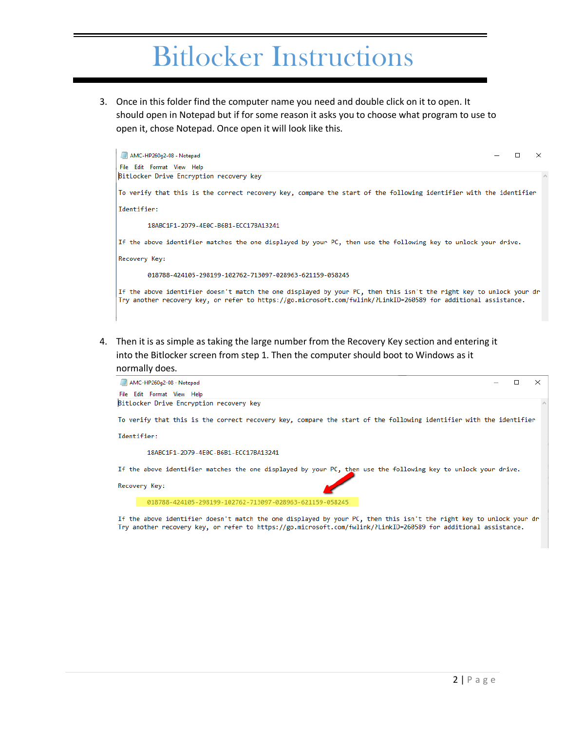# Bitlocker Instructions

3. Once in this folder find the computer name you need and double click on it to open. It should open in Notepad but if for some reason it asks you to choose what program to use to open it, chose Notepad. Once open it will look like this.

```
AMC-HP260g2-08 - Notepad
File  Edit  Format  View  Help
BitLocker Drive Encryption recovery key

To verify that this is the correct recovery key, compare the start of the following identifier with the identifier

Identifier:

        18ABC1F1-2D79-4E0C-B6B1-ECC17BA13241

If the above identifier matches the one displayed by your PC, then use the following key to unlock your drive.

Recovery Key:

        018788-424105-298199-102762-713097-028963-621159-058245

If the above identifier doesn't match the one displayed by your PC, then this isn't the right key to unlock your dr
Try another recovery key, or refer to https://go.microsoft.com/fwlink/?LinkID=260589 for additional assistance.
```

4. Then it is as simple as taking the large number from the Recovery Key section and entering it into the Bitlocker screen from step 1. Then the computer should boot to Windows as it normally does.

```
AMC-HP260g2-08 - Notepad
File  Edit  Format  View  Help
BitLocker Drive Encryption recovery key

To verify that this is the correct recovery key, compare the start of the following identifier with the identifier

Identifier:

        18ABC1F1-2D79-4E0C-B6B1-ECC17BA13241

If the above identifier matches the one displayed by your PC, then use the following key to unlock your drive.

Recovery Key:

        018788-424105-298199-102762-713097-028963-621159-058245

If the above identifier doesn't match the one displayed by your PC, then this isn't the right key to unlock your dr
Try another recovery key, or refer to https://go.microsoft.com/fwlink/?LinkID=260589 for additional assistance.
```